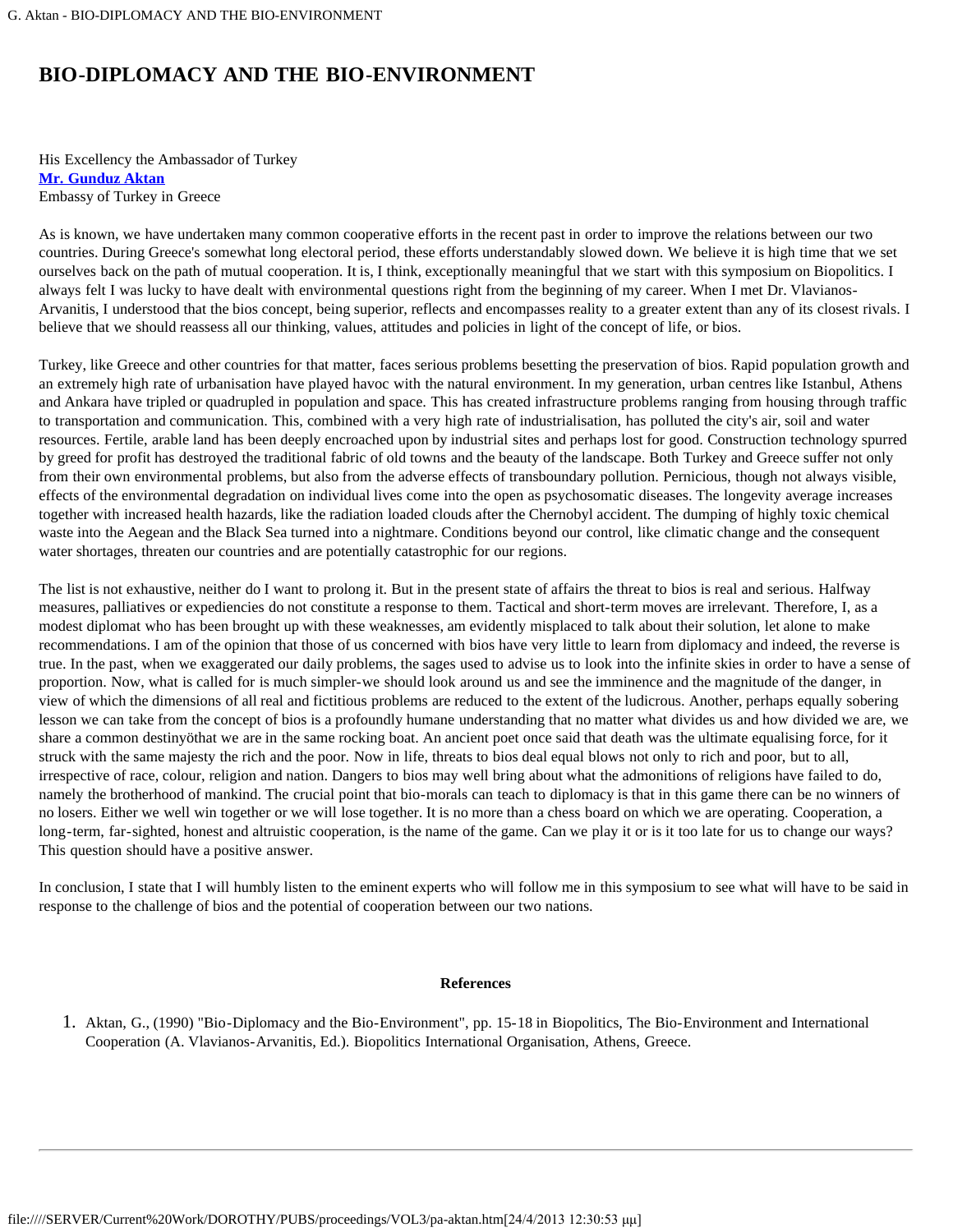# BIO-DIPLOMACY AND THE BIO-ENVIRONMENT

His Excellency the Ambassador of Turkey
**Mr. Gunduz Aktan**
Embassy of Turkey in Greece

As is known, we have undertaken many common cooperative efforts in the recent past in order to improve the relations between our two countries. During Greece's somewhat long electoral period, these efforts understandably slowed down. We believe it is high time that we set ourselves back on the path of mutual cooperation. It is, I think, exceptionally meaningful that we start with this symposium on Biopolitics. I always felt I was lucky to have dealt with environmental questions right from the beginning of my career. When I met Dr. Vlavianos-Arvanitis, I understood that the bios concept, being superior, reflects and encompasses reality to a greater extent than any of its closest rivals. I believe that we should reassess all our thinking, values, attitudes and policies in light of the concept of life, or bios.

Turkey, like Greece and other countries for that matter, faces serious problems besetting the preservation of bios. Rapid population growth and an extremely high rate of urbanisation have played havoc with the natural environment. In my generation, urban centres like Istanbul, Athens and Ankara have tripled or quadrupled in population and space. This has created infrastructure problems ranging from housing through traffic to transportation and communication. This, combined with a very high rate of industrialisation, has polluted the city's air, soil and water resources. Fertile, arable land has been deeply encroached upon by industrial sites and perhaps lost for good. Construction technology spurred by greed for profit has destroyed the traditional fabric of old towns and the beauty of the landscape. Both Turkey and Greece suffer not only from their own environmental problems, but also from the adverse effects of transboundary pollution. Pernicious, though not always visible, effects of the environmental degradation on individual lives come into the open as psychosomatic diseases. The longevity average increases together with increased health hazards, like the radiation loaded clouds after the Chernobyl accident. The dumping of highly toxic chemical waste into the Aegean and the Black Sea turned into a nightmare. Conditions beyond our control, like climatic change and the consequent water shortages, threaten our countries and are potentially catastrophic for our regions.

The list is not exhaustive, neither do I want to prolong it. But in the present state of affairs the threat to bios is real and serious. Halfway measures, palliatives or expediencies do not constitute a response to them. Tactical and short-term moves are irrelevant. Therefore, I, as a modest diplomat who has been brought up with these weaknesses, am evidently misplaced to talk about their solution, let alone to make recommendations. I am of the opinion that those of us concerned with bios have very little to learn from diplomacy and indeed, the reverse is true. In the past, when we exaggerated our daily problems, the sages used to advise us to look into the infinite skies in order to have a sense of proportion. Now, what is called for is much simpler-we should look around us and see the imminence and the magnitude of the danger, in view of which the dimensions of all real and fictitious problems are reduced to the extent of the ludicrous. Another, perhaps equally sobering lesson we can take from the concept of bios is a profoundly humane understanding that no matter what divides us and how divided we are, we share a common destinyöthat we are in the same rocking boat. An ancient poet once said that death was the ultimate equalising force, for it struck with the same majesty the rich and the poor. Now in life, threats to bios deal equal blows not only to rich and poor, but to all, irrespective of race, colour, religion and nation. Dangers to bios may well bring about what the admonitions of religions have failed to do, namely the brotherhood of mankind. The crucial point that bio-morals can teach to diplomacy is that in this game there can be no winners of no losers. Either we well win together or we will lose together. It is no more than a chess board on which we are operating. Cooperation, a long-term, far-sighted, honest and altruistic cooperation, is the name of the game. Can we play it or is it too late for us to change our ways? This question should have a positive answer.

In conclusion, I state that I will humbly listen to the eminent experts who will follow me in this symposium to see what will have to be said in response to the challenge of bios and the potential of cooperation between our two nations.

**References**

1. Aktan, G., (1990) "Bio-Diplomacy and the Bio-Environment", pp. 15-18 in Biopolitics, The Bio-Environment and International Cooperation (A. Vlavianos-Arvanitis, Ed.). Biopolitics International Organisation, Athens, Greece.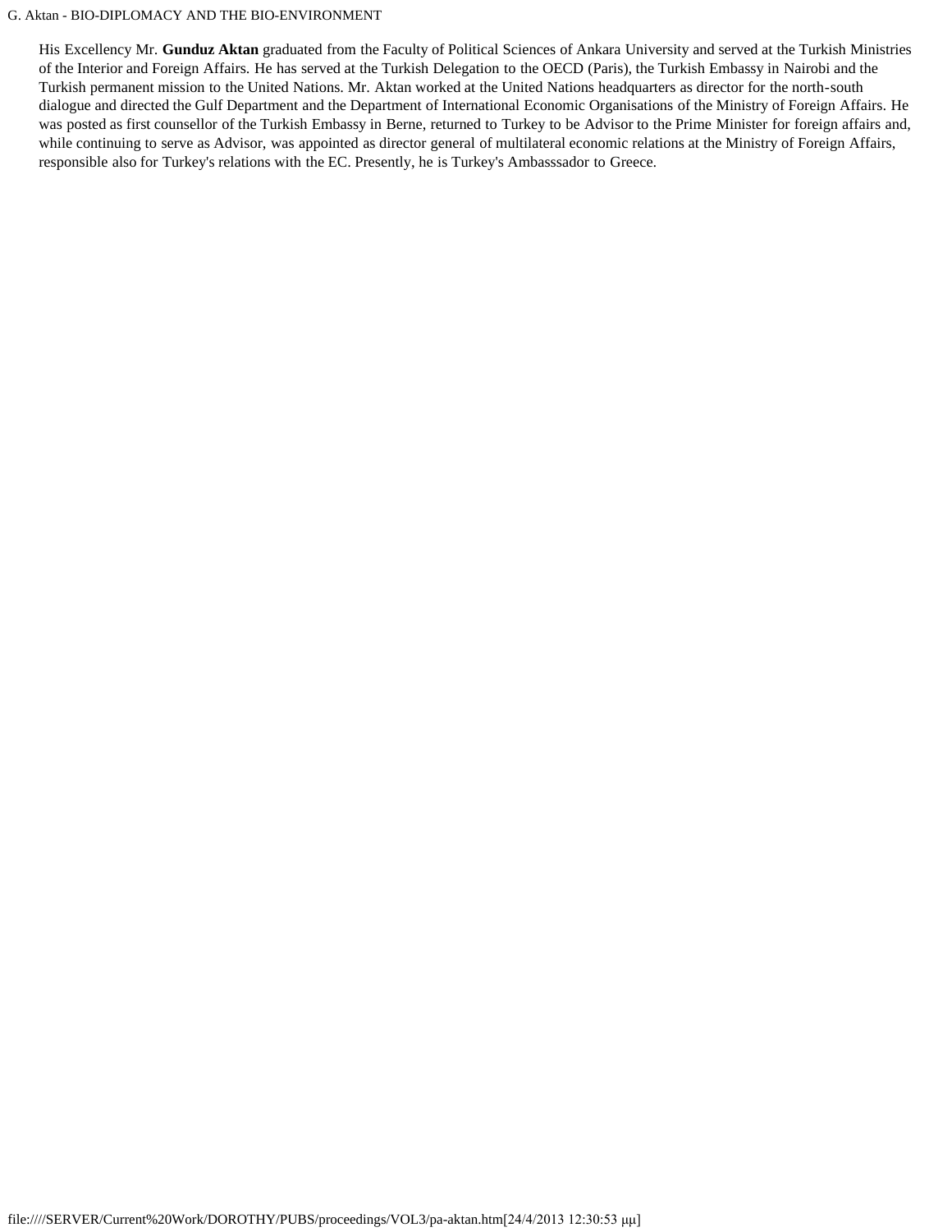His Excellency Mr. **Gunduz Aktan** graduated from the Faculty of Political Sciences of Ankara University and served at the Turkish Ministries of the Interior and Foreign Affairs. He has served at the Turkish Delegation to the OECD (Paris), the Turkish Embassy in Nairobi and the Turkish permanent mission to the United Nations. Mr. Aktan worked at the United Nations headquarters as director for the north-south dialogue and directed the Gulf Department and the Department of International Economic Organisations of the Ministry of Foreign Affairs. He was posted as first counsellor of the Turkish Embassy in Berne, returned to Turkey to be Advisor to the Prime Minister for foreign affairs and, while continuing to serve as Advisor, was appointed as director general of multilateral economic relations at the Ministry of Foreign Affairs, responsible also for Turkey's relations with the EC. Presently, he is Turkey's Ambasssador to Greece.